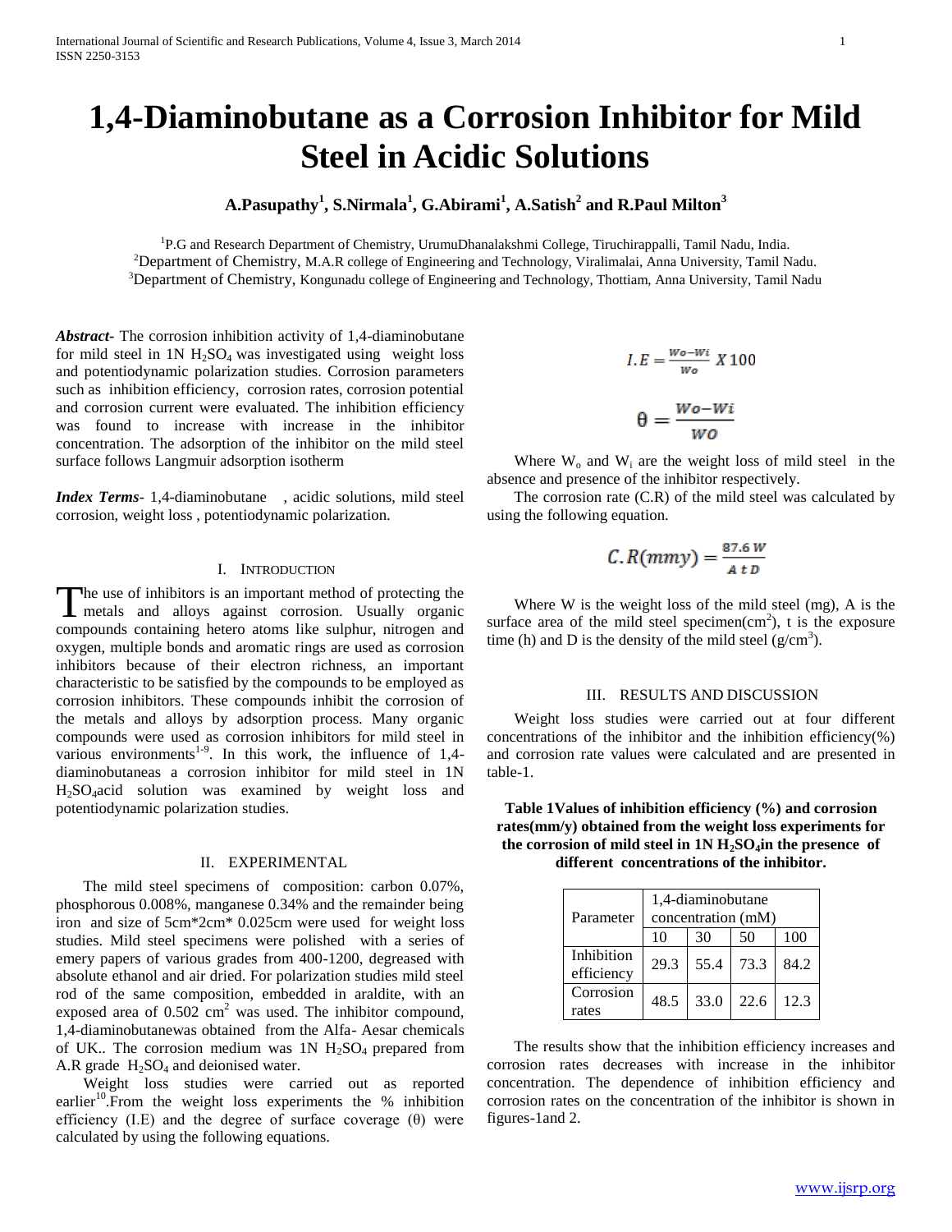# 1,4-Diaminobutane as a Corrosion Inhibitor for Mild Steel in Acidic Solutions

**A.Pasupathy[1], S.Nirmala[1], G.Abirami[1], A.Satish[2] and R.Paul Milton[3]**

[1]P.G and Research Department of Chemistry, UrumuDhanalakshmi College, Tiruchirappalli, Tamil Nadu, India.
[2]Department of Chemistry, M.A.R college of Engineering and Technology, Viralimalai, Anna University, Tamil Nadu.
[3]Department of Chemistry, Kongunadu college of Engineering and Technology, Thottiam, Anna University, Tamil Nadu

***Abstract***- The corrosion inhibition activity of 1,4-diaminobutane for mild steel in 1N $H_2SO_4$ was investigated using weight loss and potentiodynamic polarization studies. Corrosion parameters such as inhibition efficiency, corrosion rates, corrosion potential and corrosion current were evaluated. The inhibition efficiency was found to increase with increase in the inhibitor concentration. The adsorption of the inhibitor on the mild steel surface follows Langmuir adsorption isotherm

***Index Terms***- 1,4-diaminobutane , acidic solutions, mild steel corrosion, weight loss , potentiodynamic polarization.

## I. Introduction

The use of inhibitors is an important method of protecting the metals and alloys against corrosion. Usually organic compounds containing hetero atoms like sulphur, nitrogen and oxygen, multiple bonds and aromatic rings are used as corrosion inhibitors because of their electron richness, an important characteristic to be satisfied by the compounds to be employed as corrosion inhibitors. These compounds inhibit the corrosion of the metals and alloys by adsorption process. Many organic compounds were used as corrosion inhibitors for mild steel in various environments[1-9]. In this work, the influence of 1,4-diaminobutaneas a corrosion inhibitor for mild steel in 1N $H_2SO_4$acid solution was examined by weight loss and potentiodynamic polarization studies.

## II. Experimental

The mild steel specimens of composition: carbon 0.07%, phosphorous 0.008%, manganese 0.34% and the remainder being iron and size of 5cm*2cm* 0.025cm were used for weight loss studies. Mild steel specimens were polished with a series of emery papers of various grades from 400-1200, degreased with absolute ethanol and air dried. For polarization studies mild steel rod of the same composition, embedded in araldite, with an exposed area of 0.502 $cm^2$ was used. The inhibitor compound, 1,4-diaminobutanewas obtained from the Alfa- Aesar chemicals of UK.. The corrosion medium was 1N $H_2SO_4$ prepared from A.R grade $H_2SO_4$ and deionised water.

Weight loss studies were carried out as reported earlier[10].From the weight loss experiments the % inhibition efficiency (I.E) and the degree of surface coverage (θ) were calculated by using the following equations.

$$I.E = \frac{Wo - Wi}{Wo} X\,100$$

$$\theta = \frac{Wo - Wi}{WO}$$

Where $W_o$ and $W_i$ are the weight loss of mild steel in the absence and presence of the inhibitor respectively.

The corrosion rate (C.R) of the mild steel was calculated by using the following equation.

$$C.R(mmy) = \frac{87.6\,W}{A\,t\,D}$$

Where W is the weight loss of the mild steel (mg), A is the surface area of the mild steel specimen($cm^2$), t is the exposure time (h) and D is the density of the mild steel ($g/cm^3$).

## III. Results and Discussion

Weight loss studies were carried out at four different concentrations of the inhibitor and the inhibition efficiency(%) and corrosion rate values were calculated and are presented in table-1.

**Table 1Values of inhibition efficiency (%) and corrosion rates(mm/y) obtained from the weight loss experiments for the corrosion of mild steel in 1N $H_2SO_4$in the presence of different concentrations of the inhibitor.**

| Parameter | 1,4-diaminobutane concentration (mM) | | | |
|---|---|---|---|---|
| | 10 | 30 | 50 | 100 |
| Inhibition efficiency | 29.3 | 55.4 | 73.3 | 84.2 |
| Corrosion rates | 48.5 | 33.0 | 22.6 | 12.3 |

The results show that the inhibition efficiency increases and corrosion rates decreases with increase in the inhibitor concentration. The dependence of inhibition efficiency and corrosion rates on the concentration of the inhibitor is shown in figures-1and 2.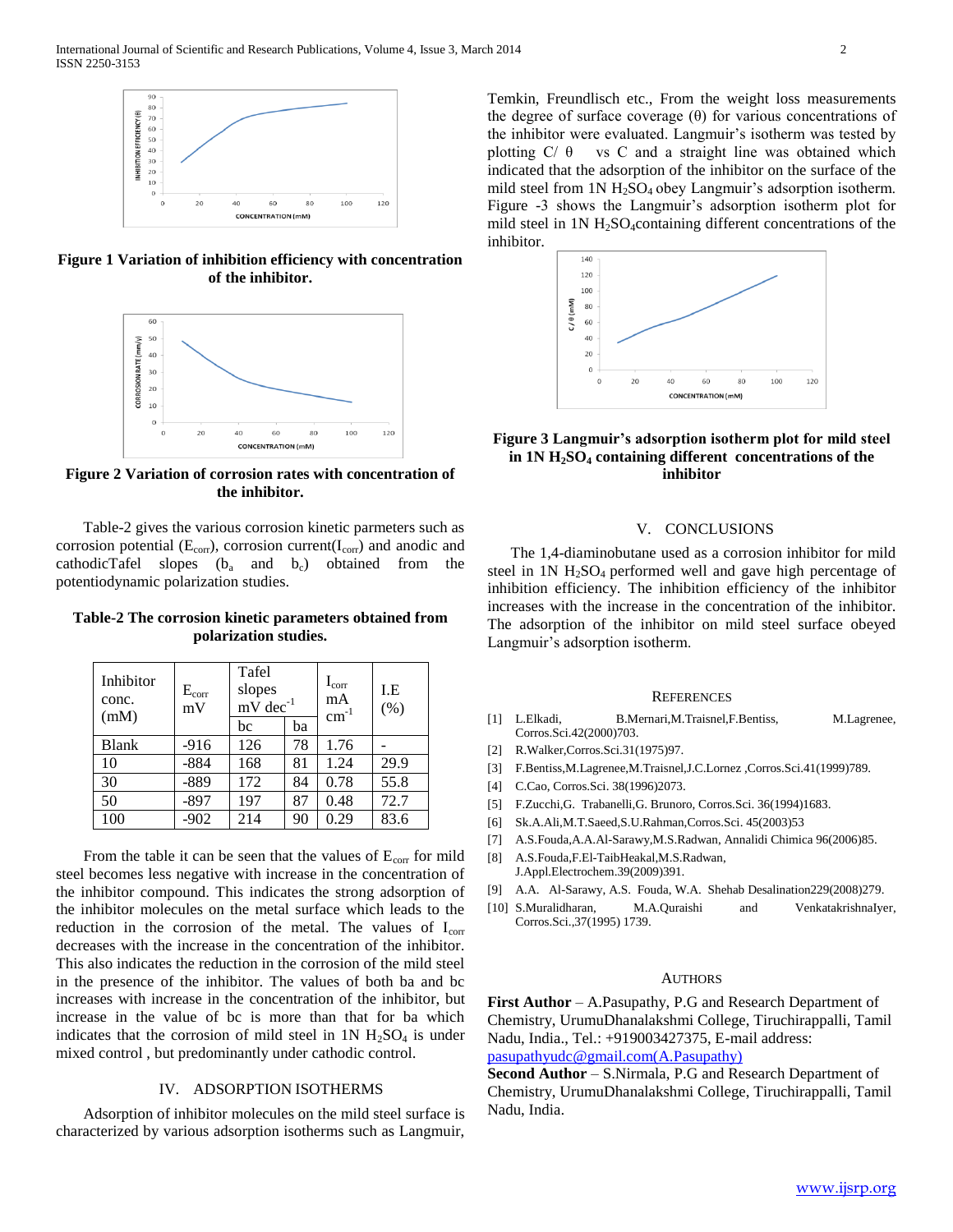Figure 1 Variation of inhibition efficiency with concentration of the inhibitor.

Figure 2 Variation of corrosion rates with concentration of the inhibitor.

Table-2 gives the various corrosion kinetic parmeters such as corrosion potential ($E_{corr}$), corrosion current($I_{corr}$) and anodic and cathodicTafel slopes ($b_a$ and $b_c$) obtained from the potentiodynamic polarization studies.

**Table-2 The corrosion kinetic parameters obtained from polarization studies.**

| Inhibitor conc. (mM) | $E_{corr}$ mV | Tafel slopes mV $dec^{-1}$ | | $I_{corr}$ mA $cm^{-1}$ | I.E (%) |
|---|---|---|---|---|---|
| | | bc | ba | | |
| Blank | -916 | 126 | 78 | 1.76 | - |
| 10 | -884 | 168 | 81 | 1.24 | 29.9 |
| 30 | -889 | 172 | 84 | 0.78 | 55.8 |
| 50 | -897 | 197 | 87 | 0.48 | 72.7 |
| 100 | -902 | 214 | 90 | 0.29 | 83.6 |

From the table it can be seen that the values of $E_{corr}$ for mild steel becomes less negative with increase in the concentration of the inhibitor compound. This indicates the strong adsorption of the inhibitor molecules on the metal surface which leads to the reduction in the corrosion of the metal. The values of $I_{corr}$ decreases with the increase in the concentration of the inhibitor. This also indicates the reduction in the corrosion of the mild steel in the presence of the inhibitor. The values of both ba and bc increases with increase in the concentration of the inhibitor, but increase in the value of bc is more than that for ba which indicates that the corrosion of mild steel in 1N $H_2SO_4$ is under mixed control , but predominantly under cathodic control.

## IV. ADSORPTION ISOTHERMS

Adsorption of inhibitor molecules on the mild steel surface is characterized by various adsorption isotherms such as Langmuir, Temkin, Freundlisch etc., From the weight loss measurements the degree of surface coverage (θ) for various concentrations of the inhibitor were evaluated. Langmuir's isotherm was tested by plotting C/ θ vs C and a straight line was obtained which indicated that the adsorption of the inhibitor on the surface of the mild steel from 1N $H_2SO_4$ obey Langmuir's adsorption isotherm. Figure -3 shows the Langmuir's adsorption isotherm plot for mild steel in 1N $H_2SO_4$containing different concentrations of the inhibitor.

**Figure 3 Langmuir's adsorption isotherm plot for mild steel in 1N $H_2SO_4$ containing different concentrations of the inhibitor**

## V. CONCLUSIONS

The 1,4-diaminobutane used as a corrosion inhibitor for mild steel in 1N $H_2SO_4$ performed well and gave high percentage of inhibition efficiency. The inhibition efficiency of the inhibitor increases with the increase in the concentration of the inhibitor. The adsorption of the inhibitor on mild steel surface obeyed Langmuir's adsorption isotherm.

## REFERENCES

[1] L.Elkadi, B.Mernari,M.Traisnel,F.Bentiss, M.Lagrenee, Corros.Sci.42(2000)703.

[2] R.Walker,Corros.Sci.31(1975)97.

[3] F.Bentiss,M.Lagrenee,M.Traisnel,J.C.Lornez ,Corros.Sci.41(1999)789.

[4] C.Cao, Corros.Sci. 38(1996)2073.

[5] F.Zucchi,G. Trabanelli,G. Brunoro, Corros.Sci. 36(1994)1683.

[6] Sk.A.Ali,M.T.Saeed,S.U.Rahman,Corros.Sci. 45(2003)53

[7] A.S.Fouda,A.A.Al-Sarawy,M.S.Radwan, Annalidi Chimica 96(2006)85.

[8] A.S.Fouda,F.El-TaibHeakal,M.S.Radwan, J.Appl.Electrochem.39(2009)391.

[9] A.A. Al-Sarawy, A.S. Fouda, W.A. Shehab Desalination229(2008)279.

[10] S.Muralidharan, M.A.Quraishi and VenkatakrishnaIyer, Corros.Sci.,37(1995) 1739.

## AUTHORS

**First Author** – A.Pasupathy, P.G and Research Department of Chemistry, UrumuDhanalakshmi College, Tiruchirappalli, Tamil Nadu, India., Tel.: +919003427375, E-mail address: pasupathyudc@gmail.com(A.Pasupathy)

**Second Author** – S.Nirmala, P.G and Research Department of Chemistry, UrumuDhanalakshmi College, Tiruchirappalli, Tamil Nadu, India.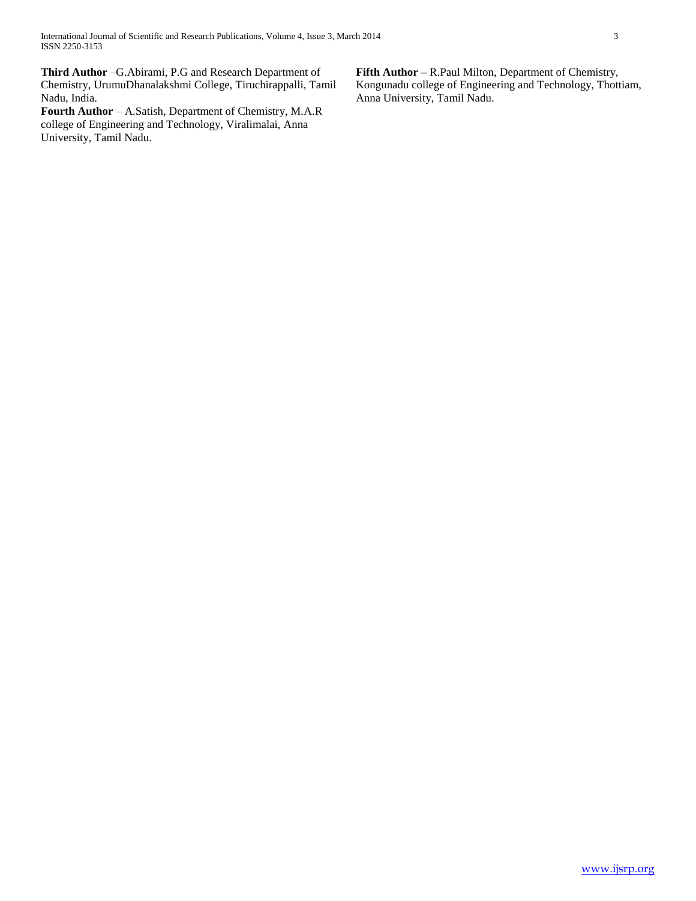**Third Author** –G.Abirami, P.G and Research Department of Chemistry, UrumuDhanalakshmi College, Tiruchirappalli, Tamil Nadu, India.
**Fourth Author** – A.Satish, Department of Chemistry, M.A.R college of Engineering and Technology, Viralimalai, Anna University, Tamil Nadu.

**Fifth Author –** R.Paul Milton, Department of Chemistry, Kongunadu college of Engineering and Technology, Thottiam, Anna University, Tamil Nadu.